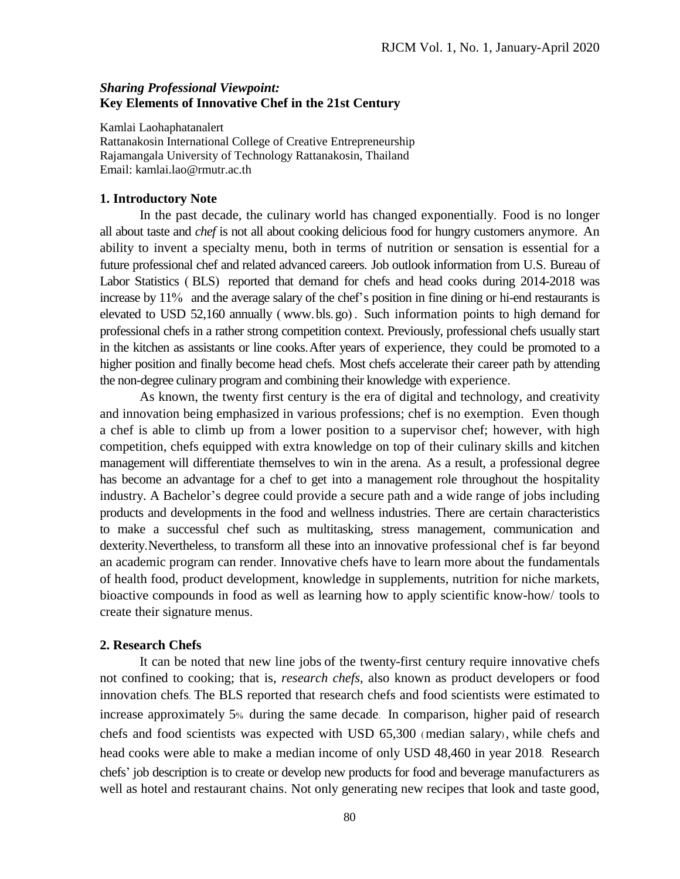## *Sharing Professional Viewpoint:* **Key Elements of Innovative Chef in the 21st Century**

Kamlai Laohaphatanalert
Rattanakosin International College of Creative Entrepreneurship
Rajamangala University of Technology Rattanakosin, Thailand
Email: kamlai.lao@rmutr.ac.th

### 1. Introductory Note

In the past decade, the culinary world has changed exponentially. Food is no longer all about taste and *chef* is not all about cooking delicious food for hungry customers anymore. An ability to invent a specialty menu, both in terms of nutrition or sensation is essential for a future professional chef and related advanced careers. Job outlook information from U.S. Bureau of Labor Statistics (BLS) reported that demand for chefs and head cooks during 2014-2018 was increase by 11% and the average salary of the chef's position in fine dining or hi-end restaurants is elevated to USD 52,160 annually (www.bls.go). Such information points to high demand for professional chefs in a rather strong competition context. Previously, professional chefs usually start in the kitchen as assistants or line cooks. After years of experience, they could be promoted to a higher position and finally become head chefs. Most chefs accelerate their career path by attending the non-degree culinary program and combining their knowledge with experience.

As known, the twenty first century is the era of digital and technology, and creativity and innovation being emphasized in various professions; chef is no exemption. Even though a chef is able to climb up from a lower position to a supervisor chef; however, with high competition, chefs equipped with extra knowledge on top of their culinary skills and kitchen management will differentiate themselves to win in the arena. As a result, a professional degree has become an advantage for a chef to get into a management role throughout the hospitality industry. A Bachelor's degree could provide a secure path and a wide range of jobs including products and developments in the food and wellness industries. There are certain characteristics to make a successful chef such as multitasking, stress management, communication and dexterity. Nevertheless, to transform all these into an innovative professional chef is far beyond an academic program can render. Innovative chefs have to learn more about the fundamentals of health food, product development, knowledge in supplements, nutrition for niche markets, bioactive compounds in food as well as learning how to apply scientific know-how/ tools to create their signature menus.

### 2. Research Chefs

It can be noted that new line jobs of the twenty-first century require innovative chefs not confined to cooking; that is, *research chefs*, also known as product developers or food innovation chefs. The BLS reported that research chefs and food scientists were estimated to increase approximately 5% during the same decade. In comparison, higher paid of research chefs and food scientists was expected with USD 65,300 (median salary), while chefs and head cooks were able to make a median income of only USD 48,460 in year 2018. Research chefs' job description is to create or develop new products for food and beverage manufacturers as well as hotel and restaurant chains. Not only generating new recipes that look and taste good,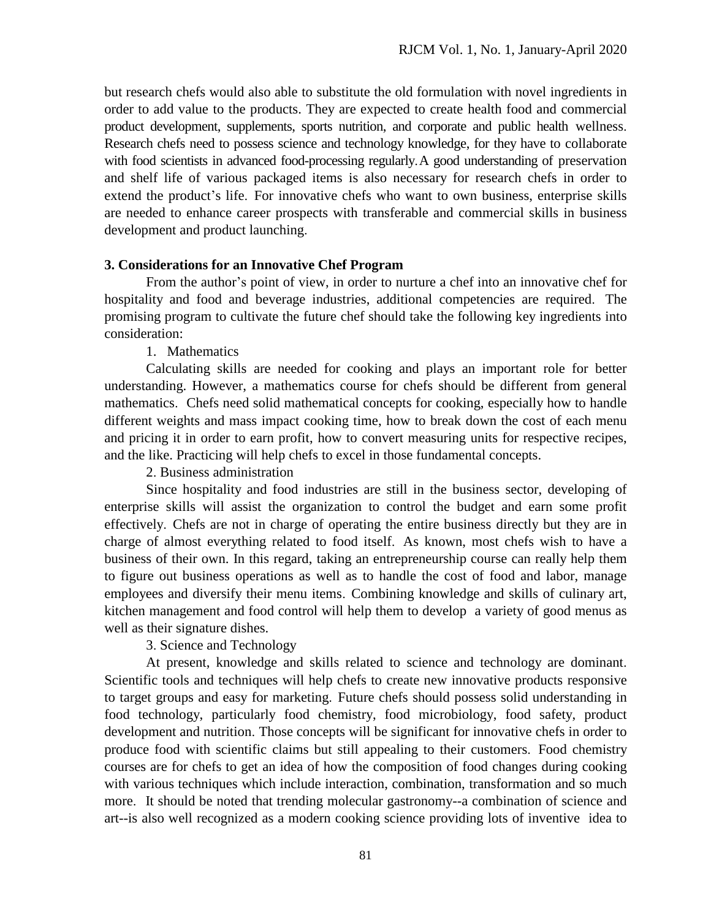but research chefs would also able to substitute the old formulation with novel ingredients in order to add value to the products. They are expected to create health food and commercial product development, supplements, sports nutrition, and corporate and public health wellness. Research chefs need to possess science and technology knowledge, for they have to collaborate with food scientists in advanced food-processing regularly. A good understanding of preservation and shelf life of various packaged items is also necessary for research chefs in order to extend the product's life. For innovative chefs who want to own business, enterprise skills are needed to enhance career prospects with transferable and commercial skills in business development and product launching.

### 3. Considerations for an Innovative Chef Program

From the author's point of view, in order to nurture a chef into an innovative chef for hospitality and food and beverage industries, additional competencies are required. The promising program to cultivate the future chef should take the following key ingredients into consideration:

1. Mathematics

Calculating skills are needed for cooking and plays an important role for better understanding. However, a mathematics course for chefs should be different from general mathematics. Chefs need solid mathematical concepts for cooking, especially how to handle different weights and mass impact cooking time, how to break down the cost of each menu and pricing it in order to earn profit, how to convert measuring units for respective recipes, and the like. Practicing will help chefs to excel in those fundamental concepts.

2. Business administration

Since hospitality and food industries are still in the business sector, developing of enterprise skills will assist the organization to control the budget and earn some profit effectively. Chefs are not in charge of operating the entire business directly but they are in charge of almost everything related to food itself. As known, most chefs wish to have a business of their own. In this regard, taking an entrepreneurship course can really help them to figure out business operations as well as to handle the cost of food and labor, manage employees and diversify their menu items. Combining knowledge and skills of culinary art, kitchen management and food control will help them to develop a variety of good menus as well as their signature dishes.

3. Science and Technology

At present, knowledge and skills related to science and technology are dominant. Scientific tools and techniques will help chefs to create new innovative products responsive to target groups and easy for marketing. Future chefs should possess solid understanding in food technology, particularly food chemistry, food microbiology, food safety, product development and nutrition. Those concepts will be significant for innovative chefs in order to produce food with scientific claims but still appealing to their customers. Food chemistry courses are for chefs to get an idea of how the composition of food changes during cooking with various techniques which include interaction, combination, transformation and so much more. It should be noted that trending molecular gastronomy--a combination of science and art--is also well recognized as a modern cooking science providing lots of inventive idea to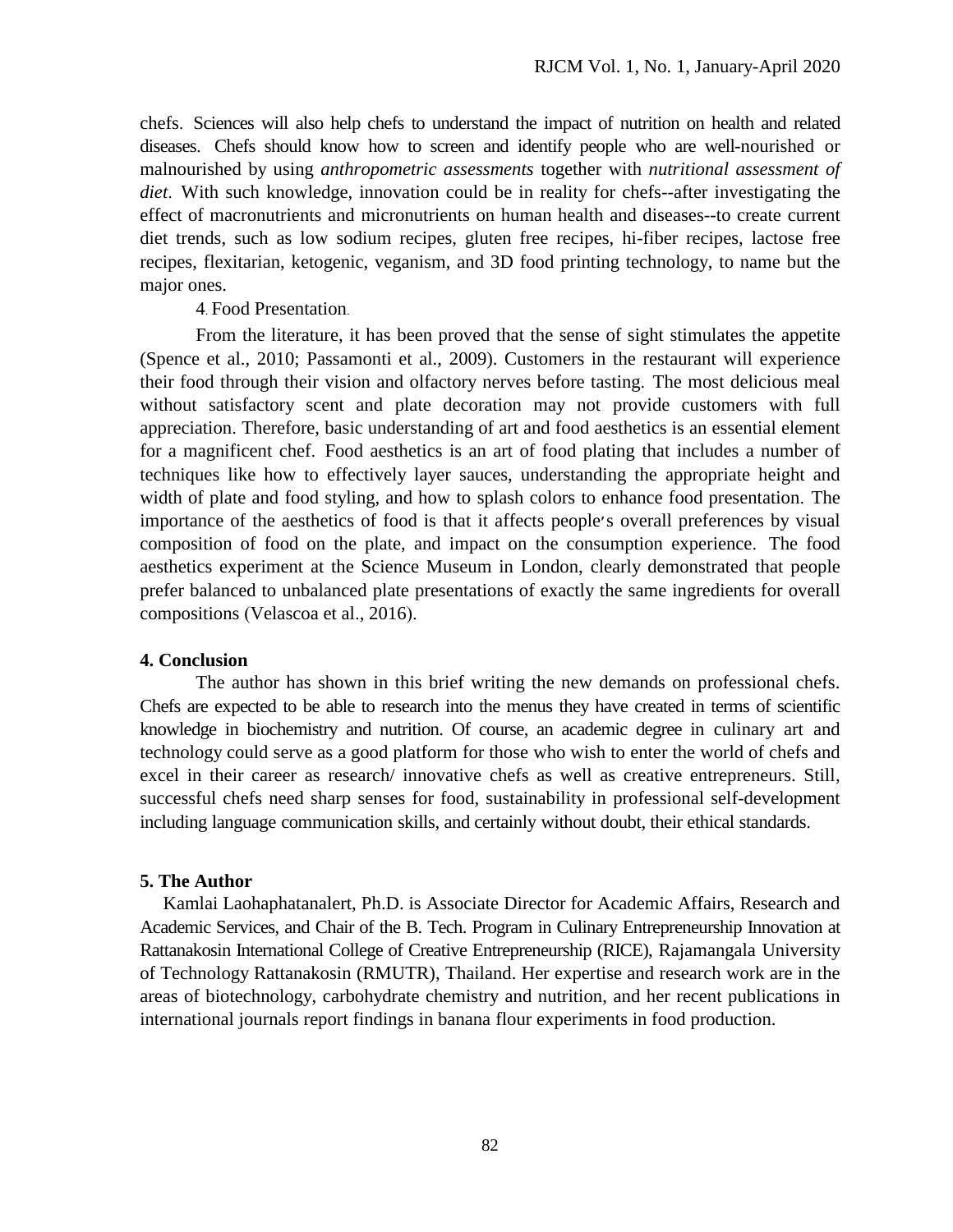chefs. Sciences will also help chefs to understand the impact of nutrition on health and related diseases. Chefs should know how to screen and identify people who are well-nourished or malnourished by using *anthropometric assessments* together with *nutritional assessment of diet*. With such knowledge, innovation could be in reality for chefs--after investigating the effect of macronutrients and micronutrients on human health and diseases--to create current diet trends, such as low sodium recipes, gluten free recipes, hi-fiber recipes, lactose free recipes, flexitarian, ketogenic, veganism, and 3D food printing technology, to name but the major ones.

4. Food Presentation.

From the literature, it has been proved that the sense of sight stimulates the appetite (Spence et al., 2010; Passamonti et al., 2009). Customers in the restaurant will experience their food through their vision and olfactory nerves before tasting. The most delicious meal without satisfactory scent and plate decoration may not provide customers with full appreciation. Therefore, basic understanding of art and food aesthetics is an essential element for a magnificent chef. Food aesthetics is an art of food plating that includes a number of techniques like how to effectively layer sauces, understanding the appropriate height and width of plate and food styling, and how to splash colors to enhance food presentation. The importance of the aesthetics of food is that it affects people's overall preferences by visual composition of food on the plate, and impact on the consumption experience. The food aesthetics experiment at the Science Museum in London, clearly demonstrated that people prefer balanced to unbalanced plate presentations of exactly the same ingredients for overall compositions (Velascoa et al., 2016).

## 4. Conclusion

The author has shown in this brief writing the new demands on professional chefs. Chefs are expected to be able to research into the menus they have created in terms of scientific knowledge in biochemistry and nutrition. Of course, an academic degree in culinary art and technology could serve as a good platform for those who wish to enter the world of chefs and excel in their career as research/ innovative chefs as well as creative entrepreneurs. Still, successful chefs need sharp senses for food, sustainability in professional self-development including language communication skills, and certainly without doubt, their ethical standards.

## 5. The Author

Kamlai Laohaphatanalert, Ph.D. is Associate Director for Academic Affairs, Research and Academic Services, and Chair of the B. Tech. Program in Culinary Entrepreneurship Innovation at Rattanakosin International College of Creative Entrepreneurship (RICE), Rajamangala University of Technology Rattanakosin (RMUTR), Thailand. Her expertise and research work are in the areas of biotechnology, carbohydrate chemistry and nutrition, and her recent publications in international journals report findings in banana flour experiments in food production.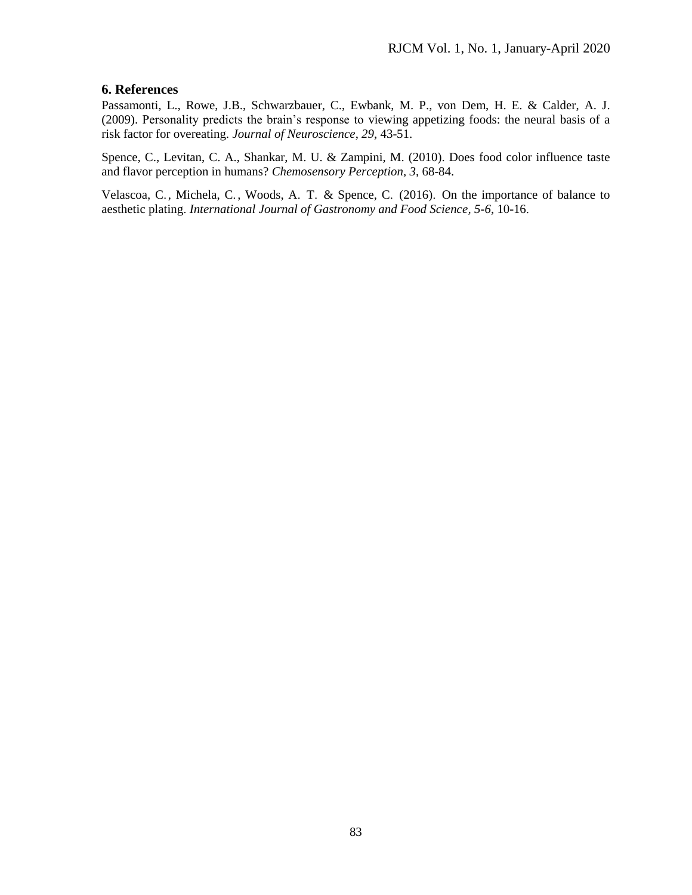## 6. References

Passamonti, L., Rowe, J.B., Schwarzbauer, C., Ewbank, M. P., von Dem, H. E. & Calder, A. J. (2009). Personality predicts the brain's response to viewing appetizing foods: the neural basis of a risk factor for overeating. *Journal of Neuroscience*, *29*, 43-51.

Spence, C., Levitan, C. A., Shankar, M. U. & Zampini, M. (2010). Does food color influence taste and flavor perception in humans? *Chemosensory Perception*, *3*, 68-84.

Velascoa, C. , Michela, C. , Woods, A. T. & Spence, C. (2016). On the importance of balance to aesthetic plating. *International Journal of Gastronomy and Food Science, 5-6*, 10-16.